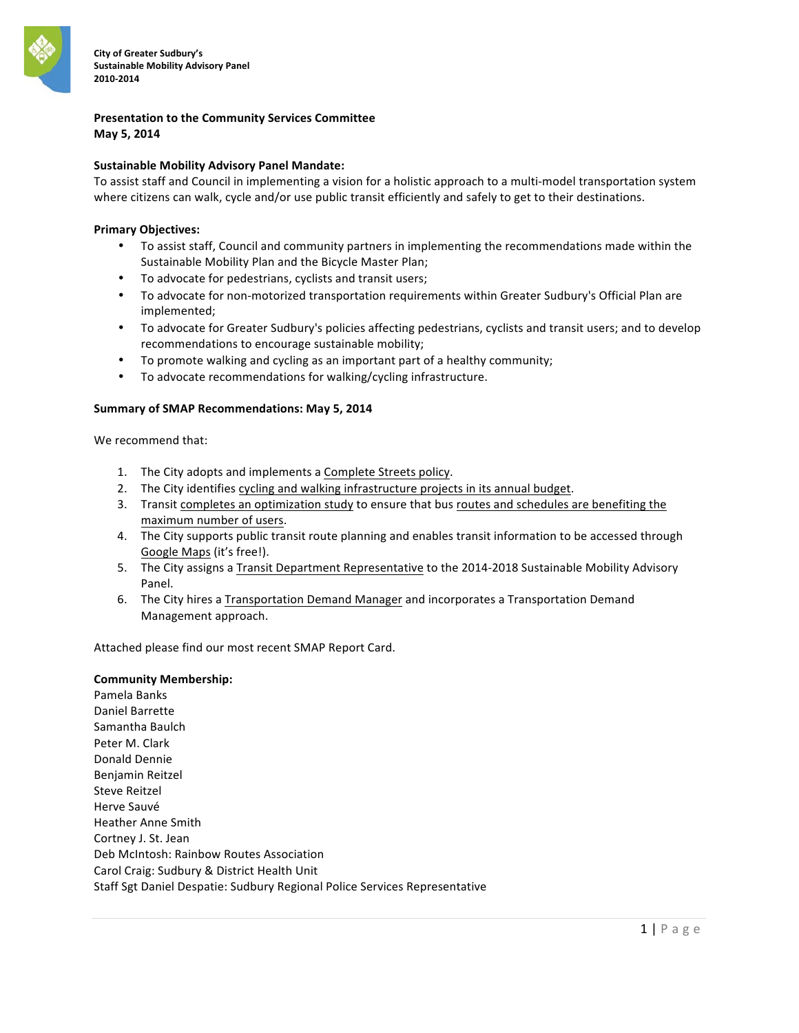**City of Greater Sudbury's**
**Sustainable Mobility Advisory Panel**
**2010-2014**

## Presentation to the Community Services Committee
## May 5, 2014

**Sustainable Mobility Advisory Panel Mandate:**
To assist staff and Council in implementing a vision for a holistic approach to a multi-model transportation system where citizens can walk, cycle and/or use public transit efficiently and safely to get to their destinations.

**Primary Objectives:**

- To assist staff, Council and community partners in implementing the recommendations made within the Sustainable Mobility Plan and the Bicycle Master Plan;
- To advocate for pedestrians, cyclists and transit users;
- To advocate for non-motorized transportation requirements within Greater Sudbury's Official Plan are implemented;
- To advocate for Greater Sudbury's policies affecting pedestrians, cyclists and transit users; and to develop recommendations to encourage sustainable mobility;
- To promote walking and cycling as an important part of a healthy community;
- To advocate recommendations for walking/cycling infrastructure.

**Summary of SMAP Recommendations: May 5, 2014**

We recommend that:

1. The City adopts and implements a Complete Streets policy.
2. The City identifies cycling and walking infrastructure projects in its annual budget.
3. Transit completes an optimization study to ensure that bus routes and schedules are benefiting the maximum number of users.
4. The City supports public transit route planning and enables transit information to be accessed through Google Maps (it's free!).
5. The City assigns a Transit Department Representative to the 2014-2018 Sustainable Mobility Advisory Panel.
6. The City hires a Transportation Demand Manager and incorporates a Transportation Demand Management approach.

Attached please find our most recent SMAP Report Card.

**Community Membership:**
Pamela Banks
Daniel Barrette
Samantha Baulch
Peter M. Clark
Donald Dennie
Benjamin Reitzel
Steve Reitzel
Herve Sauvé
Heather Anne Smith
Cortney J. St. Jean
Deb McIntosh: Rainbow Routes Association
Carol Craig: Sudbury & District Health Unit
Staff Sgt Daniel Despatie: Sudbury Regional Police Services Representative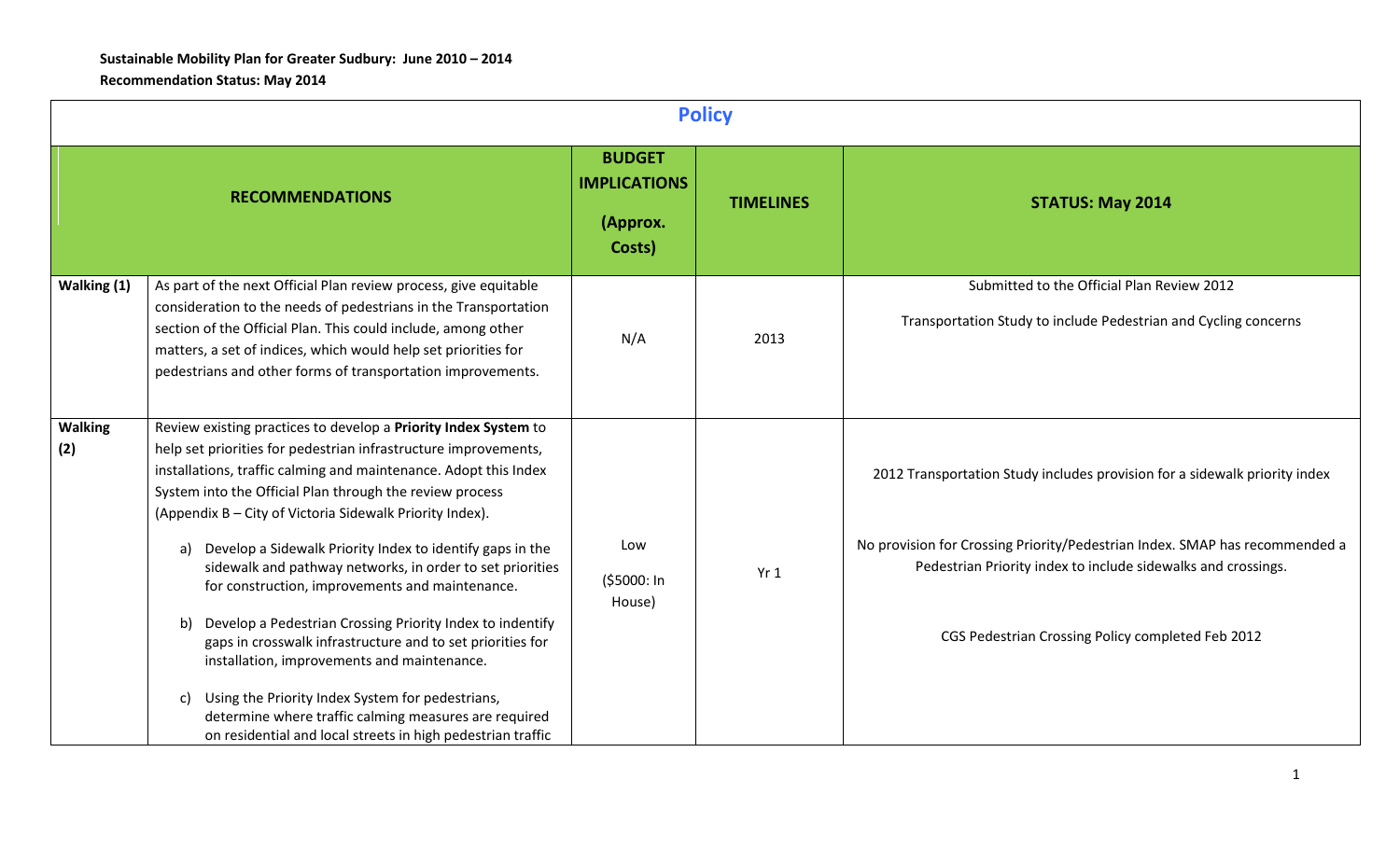**Sustainable Mobility Plan for Greater Sudbury: June 2010 – 2014**

**Recommendation Status: May 2014**

## Policy

| RECOMMENDATIONS | | BUDGET IMPLICATIONS (Approx. Costs) | TIMELINES | STATUS: May 2014 |
|---|---|---|---|---|
| **Walking (1)** | As part of the next Official Plan review process, give equitable consideration to the needs of pedestrians in the Transportation section of the Official Plan. This could include, among other matters, a set of indices, which would help set priorities for pedestrians and other forms of transportation improvements. | N/A | 2013 | Submitted to the Official Plan Review 2012<br><br>Transportation Study to include Pedestrian and Cycling concerns |
| **Walking (2)** | Review existing practices to develop a **Priority Index System** to help set priorities for pedestrian infrastructure improvements, installations, traffic calming and maintenance. Adopt this Index System into the Official Plan through the review process (Appendix B – City of Victoria Sidewalk Priority Index).<br><br>a) Develop a Sidewalk Priority Index to identify gaps in the sidewalk and pathway networks, in order to set priorities for construction, improvements and maintenance.<br><br>b) Develop a Pedestrian Crossing Priority Index to indentify gaps in crosswalk infrastructure and to set priorities for installation, improvements and maintenance.<br><br>c) Using the Priority Index System for pedestrians, determine where traffic calming measures are required on residential and local streets in high pedestrian traffic | Low<br><br>($5000: In House) | Yr 1 | 2012 Transportation Study includes provision for a sidewalk priority index<br><br>No provision for Crossing Priority/Pedestrian Index. SMAP has recommended a Pedestrian Priority index to include sidewalks and crossings.<br><br>CGS Pedestrian Crossing Policy completed Feb 2012 |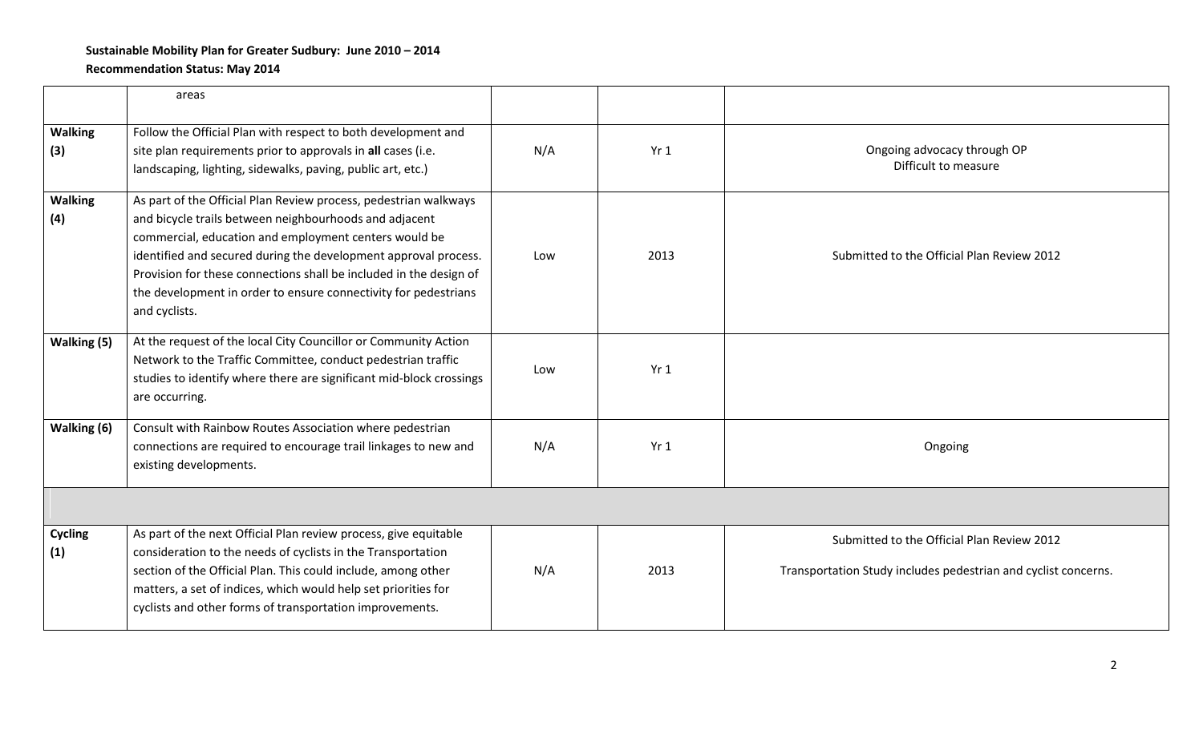**Sustainable Mobility Plan for Greater Sudbury: June 2010 – 2014**
**Recommendation Status: May 2014**

| | | | | |
|---|---|---|---|---|
| | areas | | | |
| **Walking (3)** | Follow the Official Plan with respect to both development and site plan requirements prior to approvals in **all** cases (i.e. landscaping, lighting, sidewalks, paving, public art, etc.) | N/A | Yr 1 | Ongoing advocacy through OP<br>Difficult to measure |
| **Walking (4)** | As part of the Official Plan Review process, pedestrian walkways and bicycle trails between neighbourhoods and adjacent commercial, education and employment centers would be identified and secured during the development approval process. Provision for these connections shall be included in the design of the development in order to ensure connectivity for pedestrians and cyclists. | Low | 2013 | Submitted to the Official Plan Review 2012 |
| **Walking (5)** | At the request of the local City Councillor or Community Action Network to the Traffic Committee, conduct pedestrian traffic studies to identify where there are significant mid-block crossings are occurring. | Low | Yr 1 | |
| **Walking (6)** | Consult with Rainbow Routes Association where pedestrian connections are required to encourage trail linkages to new and existing developments. | N/A | Yr 1 | Ongoing |
| | | | | |
| **Cycling (1)** | As part of the next Official Plan review process, give equitable consideration to the needs of cyclists in the Transportation section of the Official Plan. This could include, among other matters, a set of indices, which would help set priorities for cyclists and other forms of transportation improvements. | N/A | 2013 | Submitted to the Official Plan Review 2012<br>Transportation Study includes pedestrian and cyclist concerns. |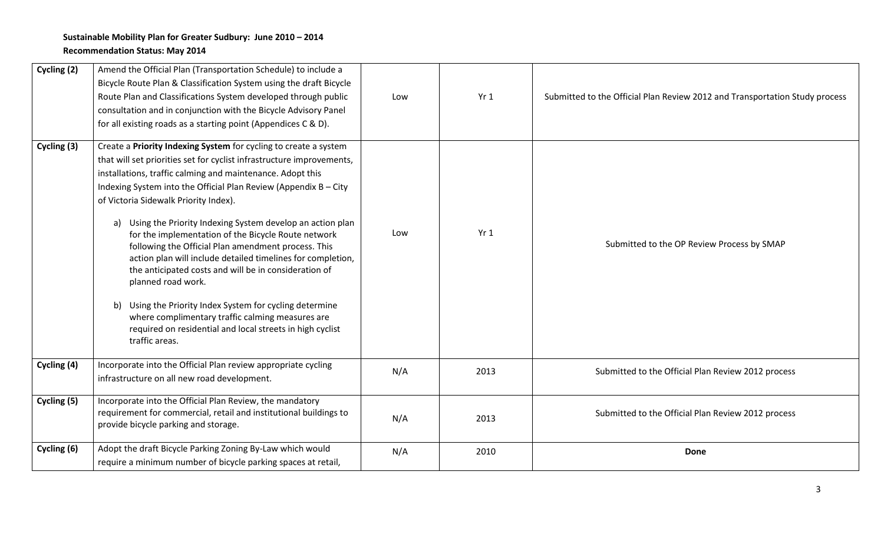**Sustainable Mobility Plan for Greater Sudbury: June 2010 – 2014**

**Recommendation Status: May 2014**

| | | | | |
|---|---|---|---|---|
| **Cycling (2)** | Amend the Official Plan (Transportation Schedule) to include a Bicycle Route Plan & Classification System using the draft Bicycle Route Plan and Classifications System developed through public consultation and in conjunction with the Bicycle Advisory Panel for all existing roads as a starting point (Appendices C & D). | Low | Yr 1 | Submitted to the Official Plan Review 2012 and Transportation Study process |
| **Cycling (3)** | Create a **Priority Indexing System** for cycling to create a system that will set priorities set for cyclist infrastructure improvements, installations, traffic calming and maintenance. Adopt this Indexing System into the Official Plan Review (Appendix B – City of Victoria Sidewalk Priority Index).<br><br>a) Using the Priority Indexing System develop an action plan for the implementation of the Bicycle Route network following the Official Plan amendment process. This action plan will include detailed timelines for completion, the anticipated costs and will be in consideration of planned road work.<br><br>b) Using the Priority Index System for cycling determine where complimentary traffic calming measures are required on residential and local streets in high cyclist traffic areas. | Low | Yr 1 | Submitted to the OP Review Process by SMAP |
| **Cycling (4)** | Incorporate into the Official Plan review appropriate cycling infrastructure on all new road development. | N/A | 2013 | Submitted to the Official Plan Review 2012 process |
| **Cycling (5)** | Incorporate into the Official Plan Review, the mandatory requirement for commercial, retail and institutional buildings to provide bicycle parking and storage. | N/A | 2013 | Submitted to the Official Plan Review 2012 process |
| **Cycling (6)** | Adopt the draft Bicycle Parking Zoning By-Law which would require a minimum number of bicycle parking spaces at retail, | N/A | 2010 | **Done** |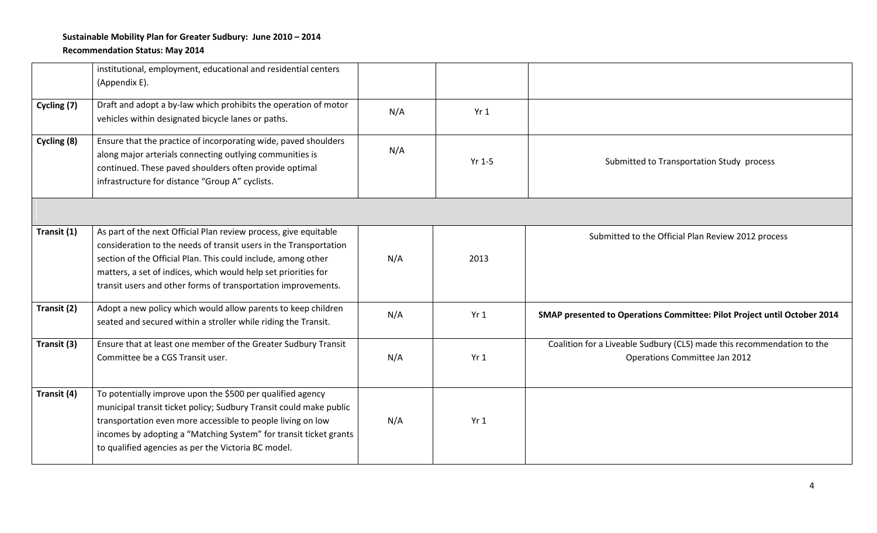**Sustainable Mobility Plan for Greater Sudbury: June 2010 – 2014**
**Recommendation Status: May 2014**

| | | | | |
|---|---|---|---|---|
| | institutional, employment, educational and residential centers (Appendix E). | | | |
| **Cycling (7)** | Draft and adopt a by-law which prohibits the operation of motor vehicles within designated bicycle lanes or paths. | N/A | Yr 1 | |
| **Cycling (8)** | Ensure that the practice of incorporating wide, paved shoulders along major arterials connecting outlying communities is continued. These paved shoulders often provide optimal infrastructure for distance "Group A" cyclists. | N/A | Yr 1-5 | Submitted to Transportation Study process |
| | | | | |
| **Transit (1)** | As part of the next Official Plan review process, give equitable consideration to the needs of transit users in the Transportation section of the Official Plan. This could include, among other matters, a set of indices, which would help set priorities for transit users and other forms of transportation improvements. | N/A | 2013 | Submitted to the Official Plan Review 2012 process |
| **Transit (2)** | Adopt a new policy which would allow parents to keep children seated and secured within a stroller while riding the Transit. | N/A | Yr 1 | **SMAP presented to Operations Committee: Pilot Project until October 2014** |
| **Transit (3)** | Ensure that at least one member of the Greater Sudbury Transit Committee be a CGS Transit user. | N/A | Yr 1 | Coalition for a Liveable Sudbury (CLS) made this recommendation to the Operations Committee Jan 2012 |
| **Transit (4)** | To potentially improve upon the $500 per qualified agency municipal transit ticket policy; Sudbury Transit could make public transportation even more accessible to people living on low incomes by adopting a "Matching System" for transit ticket grants to qualified agencies as per the Victoria BC model. | N/A | Yr 1 | |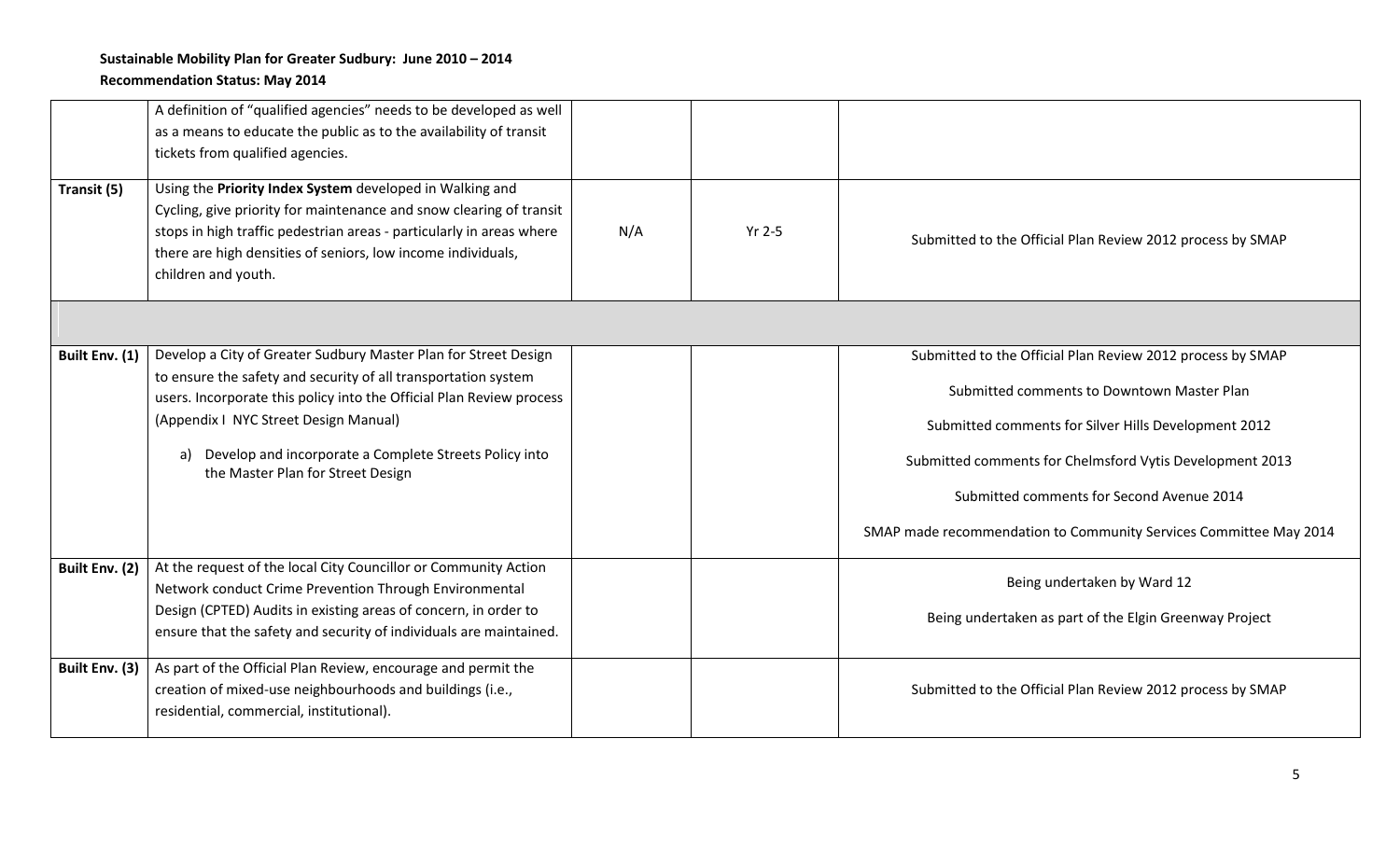**Sustainable Mobility Plan for Greater Sudbury: June 2010 – 2014**

**Recommendation Status: May 2014**

| | | | | |
|---|---|---|---|---|
| | A definition of "qualified agencies" needs to be developed as well as a means to educate the public as to the availability of transit tickets from qualified agencies. | | | |
| **Transit (5)** | Using the **Priority Index System** developed in Walking and Cycling, give priority for maintenance and snow clearing of transit stops in high traffic pedestrian areas - particularly in areas where there are high densities of seniors, low income individuals, children and youth. | N/A | Yr 2-5 | Submitted to the Official Plan Review 2012 process by SMAP |
| | | | | |
| **Built Env. (1)** | Develop a City of Greater Sudbury Master Plan for Street Design to ensure the safety and security of all transportation system users. Incorporate this policy into the Official Plan Review process (Appendix I NYC Street Design Manual)<br><br>a) Develop and incorporate a Complete Streets Policy into the Master Plan for Street Design | | | Submitted to the Official Plan Review 2012 process by SMAP<br><br>Submitted comments to Downtown Master Plan<br><br>Submitted comments for Silver Hills Development 2012<br><br>Submitted comments for Chelmsford Vytis Development 2013<br><br>Submitted comments for Second Avenue 2014<br><br>SMAP made recommendation to Community Services Committee May 2014 |
| **Built Env. (2)** | At the request of the local City Councillor or Community Action Network conduct Crime Prevention Through Environmental Design (CPTED) Audits in existing areas of concern, in order to ensure that the safety and security of individuals are maintained. | | | Being undertaken by Ward 12<br><br>Being undertaken as part of the Elgin Greenway Project |
| **Built Env. (3)** | As part of the Official Plan Review, encourage and permit the creation of mixed-use neighbourhoods and buildings (i.e., residential, commercial, institutional). | | | Submitted to the Official Plan Review 2012 process by SMAP |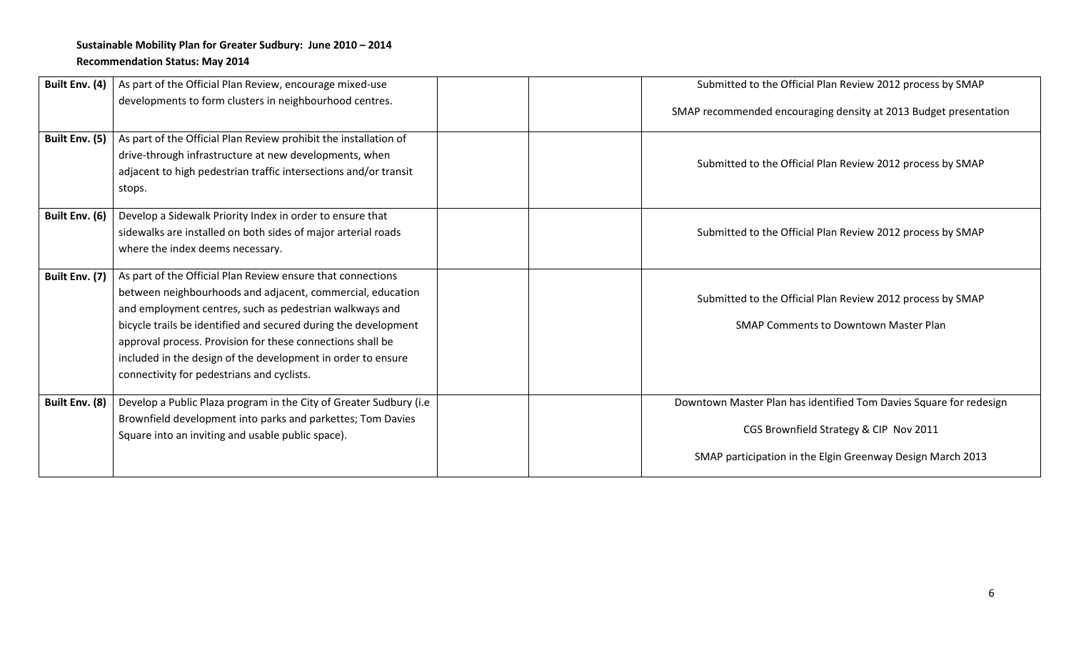**Sustainable Mobility Plan for Greater Sudbury: June 2010 – 2014**

**Recommendation Status: May 2014**

| | | | | |
|---|---|---|---|---|
| **Built Env. (4)** | As part of the Official Plan Review, encourage mixed-use developments to form clusters in neighbourhood centres. | | | Submitted to the Official Plan Review 2012 process by SMAP<br><br>SMAP recommended encouraging density at 2013 Budget presentation |
| **Built Env. (5)** | As part of the Official Plan Review prohibit the installation of drive-through infrastructure at new developments, when adjacent to high pedestrian traffic intersections and/or transit stops. | | | Submitted to the Official Plan Review 2012 process by SMAP |
| **Built Env. (6)** | Develop a Sidewalk Priority Index in order to ensure that sidewalks are installed on both sides of major arterial roads where the index deems necessary. | | | Submitted to the Official Plan Review 2012 process by SMAP |
| **Built Env. (7)** | As part of the Official Plan Review ensure that connections between neighbourhoods and adjacent, commercial, education and employment centres, such as pedestrian walkways and bicycle trails be identified and secured during the development approval process. Provision for these connections shall be included in the design of the development in order to ensure connectivity for pedestrians and cyclists. | | | Submitted to the Official Plan Review 2012 process by SMAP<br><br>SMAP Comments to Downtown Master Plan |
| **Built Env. (8)** | Develop a Public Plaza program in the City of Greater Sudbury (i.e Brownfield development into parks and parkettes; Tom Davies Square into an inviting and usable public space). | | | Downtown Master Plan has identified Tom Davies Square for redesign<br><br>CGS Brownfield Strategy & CIP Nov 2011<br><br>SMAP participation in the Elgin Greenway Design March 2013 |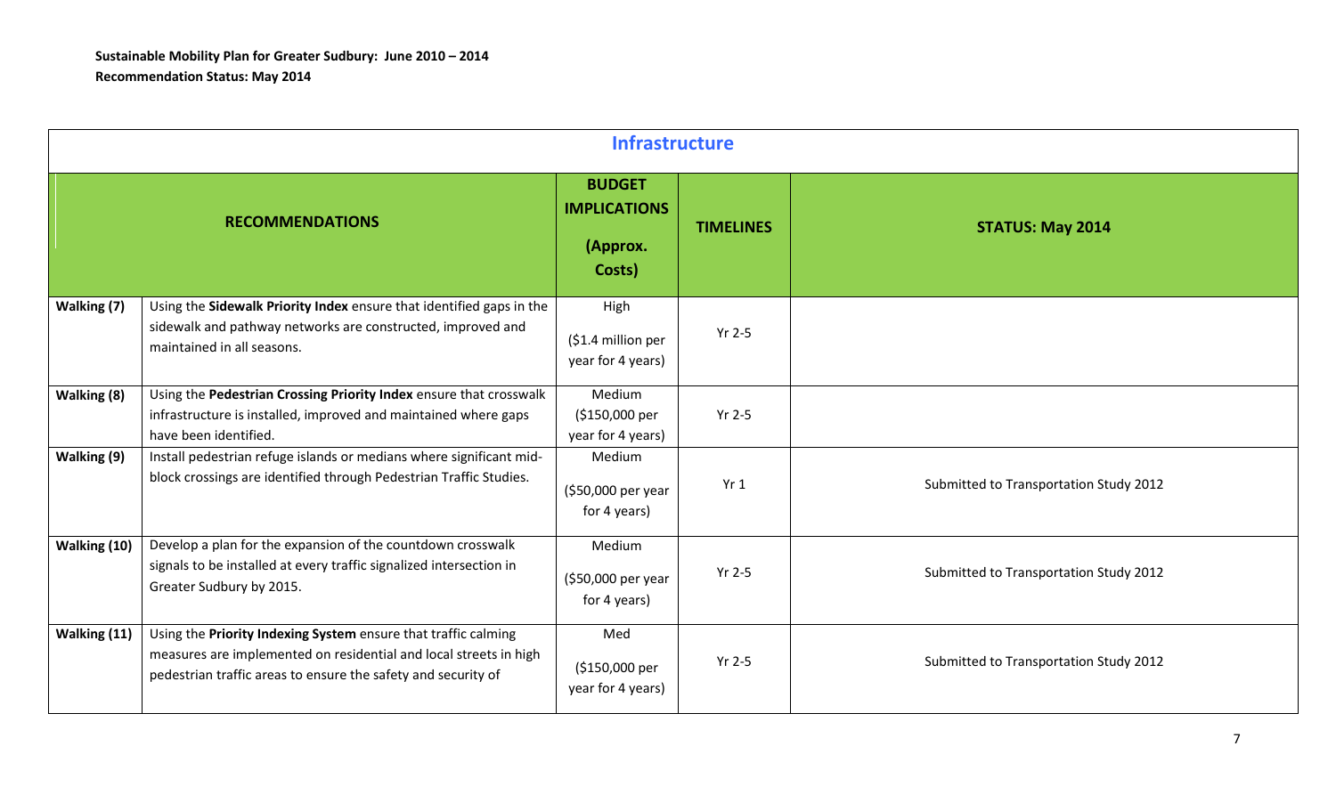**Sustainable Mobility Plan for Greater Sudbury: June 2010 – 2014**
**Recommendation Status: May 2014**

## Infrastructure

| RECOMMENDATIONS | | BUDGET IMPLICATIONS (Approx. Costs) | TIMELINES | STATUS: May 2014 |
|---|---|---|---|---|
| **Walking (7)** | Using the **Sidewalk Priority Index** ensure that identified gaps in the sidewalk and pathway networks are constructed, improved and maintained in all seasons. | High ($1.4 million per year for 4 years) | Yr 2-5 | |
| **Walking (8)** | Using the **Pedestrian Crossing Priority Index** ensure that crosswalk infrastructure is installed, improved and maintained where gaps have been identified. | Medium ($150,000 per year for 4 years) | Yr 2-5 | |
| **Walking (9)** | Install pedestrian refuge islands or medians where significant mid-block crossings are identified through Pedestrian Traffic Studies. | Medium ($50,000 per year for 4 years) | Yr 1 | Submitted to Transportation Study 2012 |
| **Walking (10)** | Develop a plan for the expansion of the countdown crosswalk signals to be installed at every traffic signalized intersection in Greater Sudbury by 2015. | Medium ($50,000 per year for 4 years) | Yr 2-5 | Submitted to Transportation Study 2012 |
| **Walking (11)** | Using the **Priority Indexing System** ensure that traffic calming measures are implemented on residential and local streets in high pedestrian traffic areas to ensure the safety and security of | Med ($150,000 per year for 4 years) | Yr 2-5 | Submitted to Transportation Study 2012 |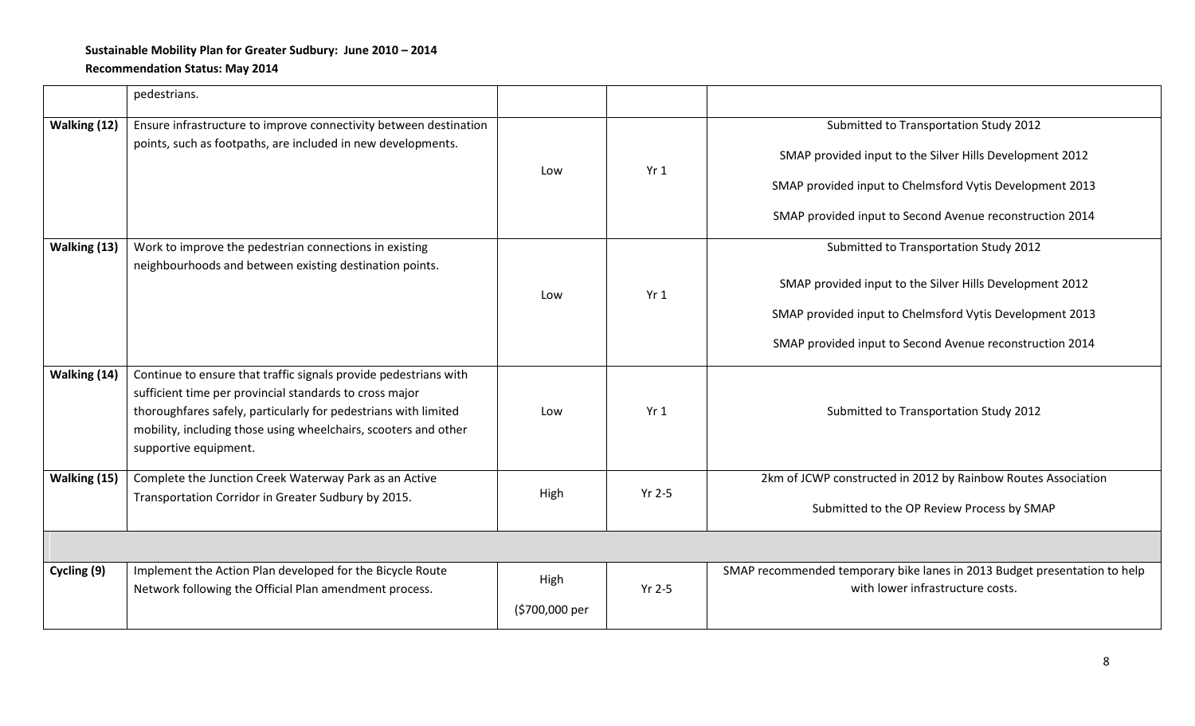**Sustainable Mobility Plan for Greater Sudbury: June 2010 – 2014**

**Recommendation Status: May 2014**

| | | | | |
|---|---|---|---|---|
| | pedestrians. | | | |
| **Walking (12)** | Ensure infrastructure to improve connectivity between destination points, such as footpaths, are included in new developments. | Low | Yr 1 | Submitted to Transportation Study 2012<br><br>SMAP provided input to the Silver Hills Development 2012<br><br>SMAP provided input to Chelmsford Vytis Development 2013<br><br>SMAP provided input to Second Avenue reconstruction 2014 |
| **Walking (13)** | Work to improve the pedestrian connections in existing neighbourhoods and between existing destination points. | Low | Yr 1 | Submitted to Transportation Study 2012<br><br>SMAP provided input to the Silver Hills Development 2012<br><br>SMAP provided input to Chelmsford Vytis Development 2013<br><br>SMAP provided input to Second Avenue reconstruction 2014 |
| **Walking (14)** | Continue to ensure that traffic signals provide pedestrians with sufficient time per provincial standards to cross major thoroughfares safely, particularly for pedestrians with limited mobility, including those using wheelchairs, scooters and other supportive equipment. | Low | Yr 1 | Submitted to Transportation Study 2012 |
| **Walking (15)** | Complete the Junction Creek Waterway Park as an Active Transportation Corridor in Greater Sudbury by 2015. | High | Yr 2-5 | 2km of JCWP constructed in 2012 by Rainbow Routes Association<br><br>Submitted to the OP Review Process by SMAP |
| | | | | |
| **Cycling (9)** | Implement the Action Plan developed for the Bicycle Route Network following the Official Plan amendment process. | High<br><br>($700,000 per | Yr 2-5 | SMAP recommended temporary bike lanes in 2013 Budget presentation to help with lower infrastructure costs. |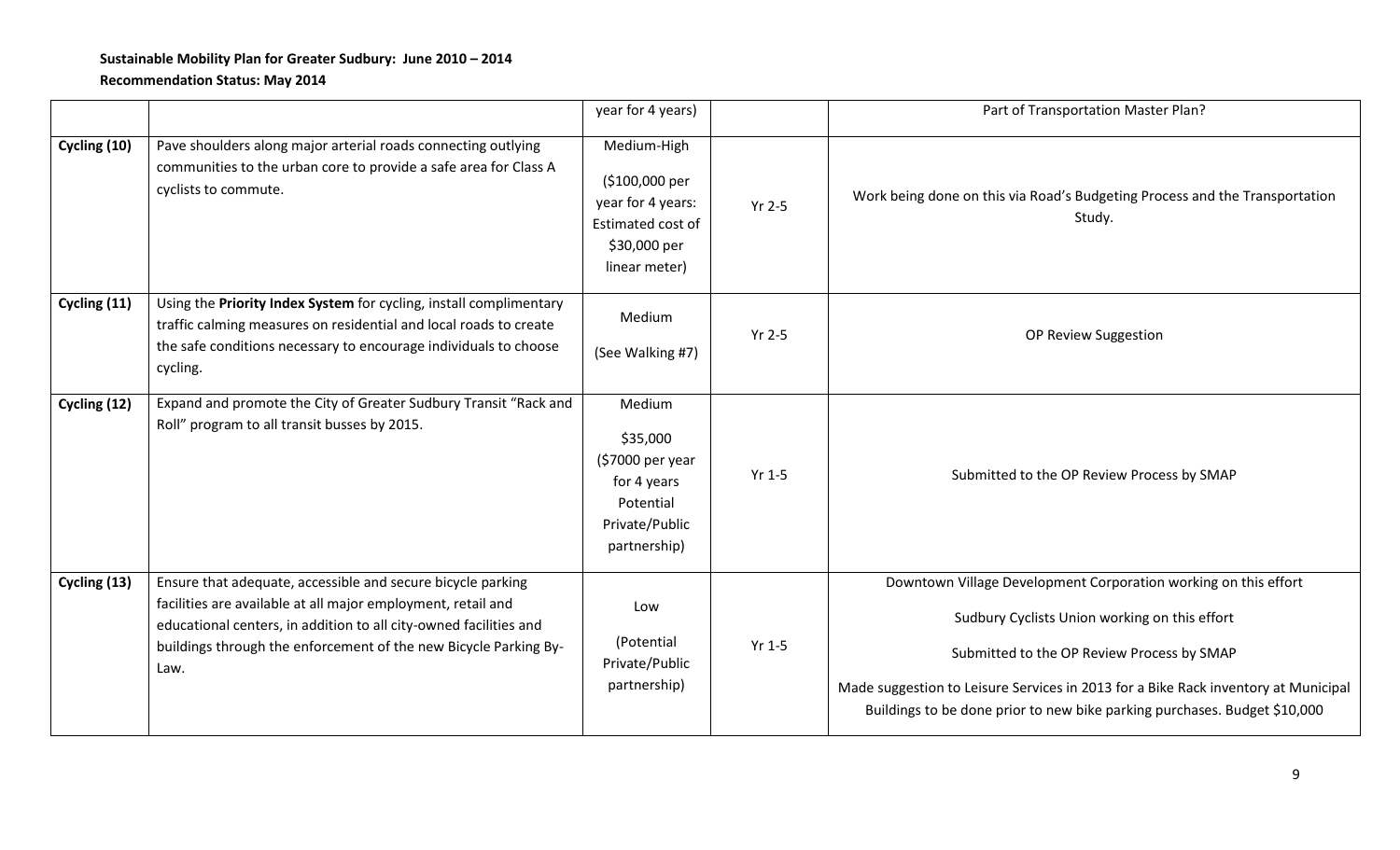**Sustainable Mobility Plan for Greater Sudbury: June 2010 – 2014**

**Recommendation Status: May 2014**

| | | | | |
|---|---|---|---|---|
| | | year for 4 years) | | Part of Transportation Master Plan? |
| **Cycling (10)** | Pave shoulders along major arterial roads connecting outlying communities to the urban core to provide a safe area for Class A cyclists to commute. | Medium-High (\$100,000 per year for 4 years: Estimated cost of \$30,000 per linear meter) | Yr 2-5 | Work being done on this via Road's Budgeting Process and the Transportation Study. |
| **Cycling (11)** | Using the **Priority Index System** for cycling, install complimentary traffic calming measures on residential and local roads to create the safe conditions necessary to encourage individuals to choose cycling. | Medium (See Walking #7) | Yr 2-5 | OP Review Suggestion |
| **Cycling (12)** | Expand and promote the City of Greater Sudbury Transit "Rack and Roll" program to all transit busses by 2015. | Medium \$35,000 (\$7000 per year for 4 years Potential Private/Public partnership) | Yr 1-5 | Submitted to the OP Review Process by SMAP |
| **Cycling (13)** | Ensure that adequate, accessible and secure bicycle parking facilities are available at all major employment, retail and educational centers, in addition to all city-owned facilities and buildings through the enforcement of the new Bicycle Parking By-Law. | Low (Potential Private/Public partnership) | Yr 1-5 | Downtown Village Development Corporation working on this effort<br><br>Sudbury Cyclists Union working on this effort<br><br>Submitted to the OP Review Process by SMAP<br><br>Made suggestion to Leisure Services in 2013 for a Bike Rack inventory at Municipal Buildings to be done prior to new bike parking purchases. Budget \$10,000 |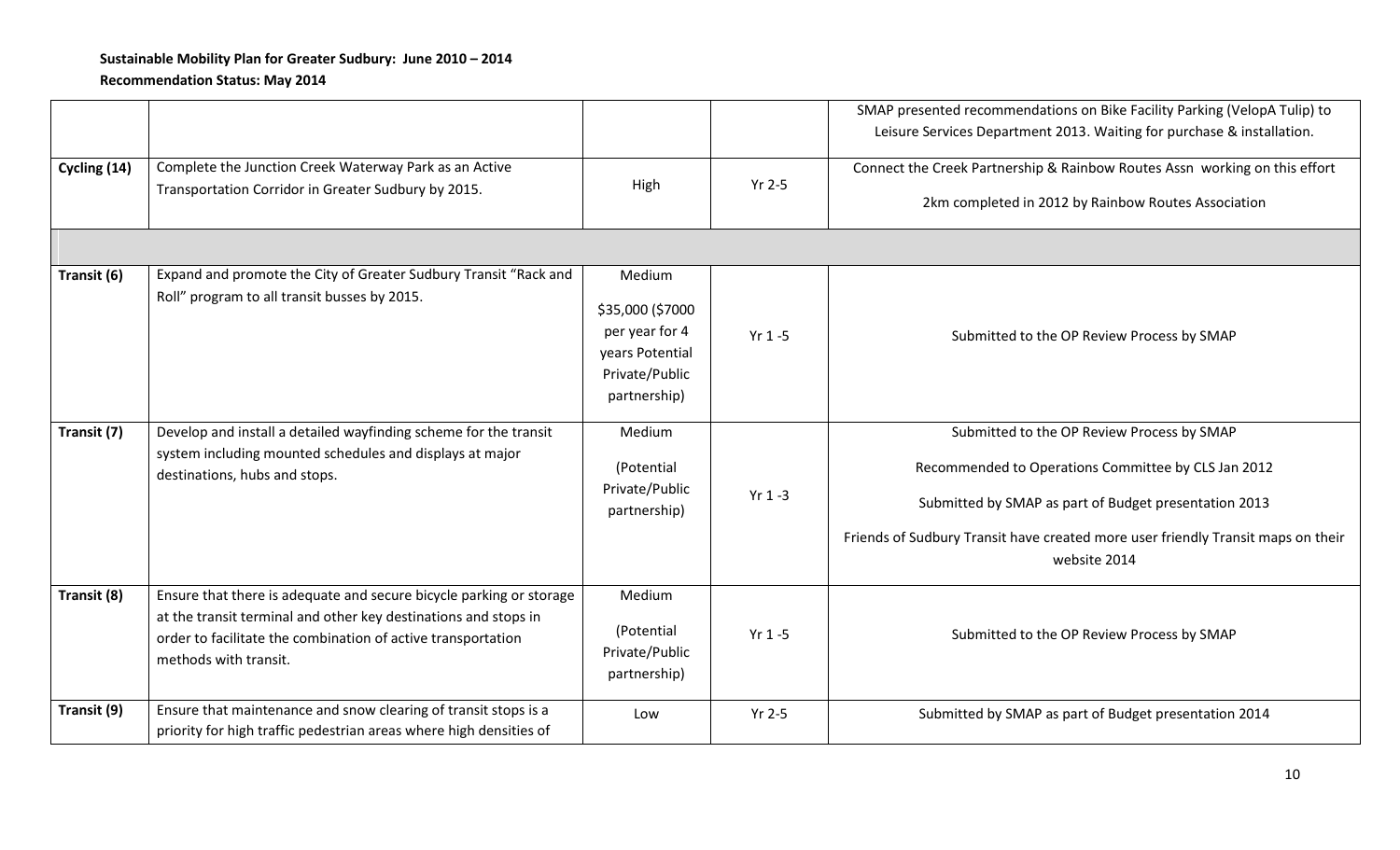**Sustainable Mobility Plan for Greater Sudbury: June 2010 – 2014**
**Recommendation Status: May 2014**

| | | | | |
|---|---|---|---|---|
| | | | | SMAP presented recommendations on Bike Facility Parking (VelopA Tulip) to Leisure Services Department 2013. Waiting for purchase & installation. |
| Cycling (14) | Complete the Junction Creek Waterway Park as an Active Transportation Corridor in Greater Sudbury by 2015. | High | Yr 2-5 | Connect the Creek Partnership & Rainbow Routes Assn working on this effort<br><br>2km completed in 2012 by Rainbow Routes Association |
| | | | | |
| Transit (6) | Expand and promote the City of Greater Sudbury Transit "Rack and Roll" program to all transit busses by 2015. | Medium<br><br>$35,000 ($7000 per year for 4 years Potential Private/Public partnership) | Yr 1 -5 | Submitted to the OP Review Process by SMAP |
| Transit (7) | Develop and install a detailed wayfinding scheme for the transit system including mounted schedules and displays at major destinations, hubs and stops. | Medium<br><br>(Potential Private/Public partnership) | Yr 1 -3 | Submitted to the OP Review Process by SMAP<br><br>Recommended to Operations Committee by CLS Jan 2012<br><br>Submitted by SMAP as part of Budget presentation 2013<br><br>Friends of Sudbury Transit have created more user friendly Transit maps on their website 2014 |
| Transit (8) | Ensure that there is adequate and secure bicycle parking or storage at the transit terminal and other key destinations and stops in order to facilitate the combination of active transportation methods with transit. | Medium<br><br>(Potential Private/Public partnership) | Yr 1 -5 | Submitted to the OP Review Process by SMAP |
| Transit (9) | Ensure that maintenance and snow clearing of transit stops is a priority for high traffic pedestrian areas where high densities of | Low | Yr 2-5 | Submitted by SMAP as part of Budget presentation 2014 |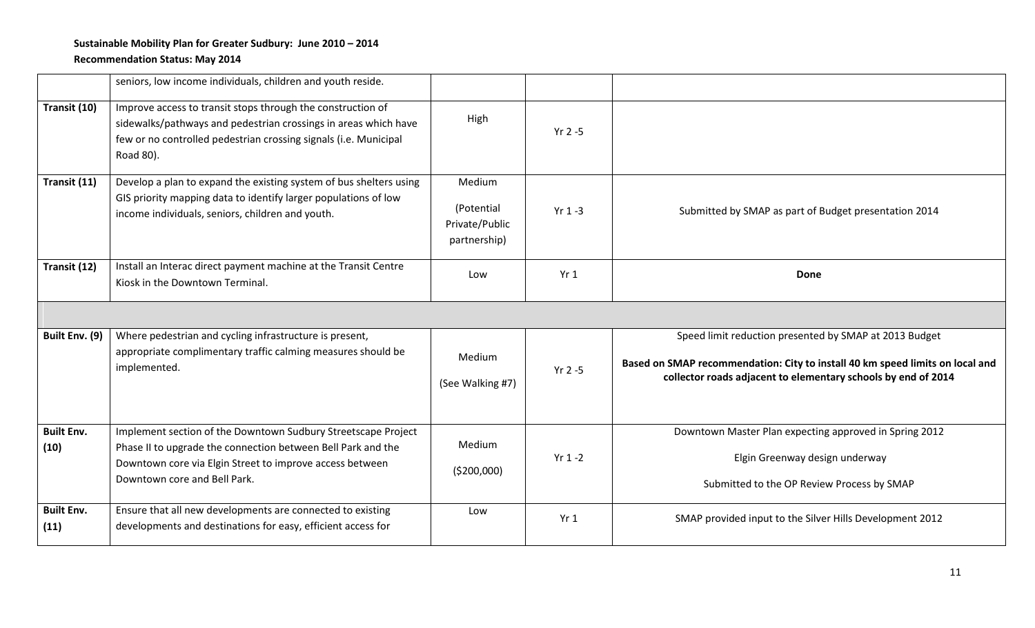**Sustainable Mobility Plan for Greater Sudbury: June 2010 – 2014**

**Recommendation Status: May 2014**

| | | | | |
|---|---|---|---|---|
| | seniors, low income individuals, children and youth reside. | | | |
| **Transit (10)** | Improve access to transit stops through the construction of sidewalks/pathways and pedestrian crossings in areas which have few or no controlled pedestrian crossing signals (i.e. Municipal Road 80). | High | Yr 2 -5 | |
| **Transit (11)** | Develop a plan to expand the existing system of bus shelters using GIS priority mapping data to identify larger populations of low income individuals, seniors, children and youth. | Medium (Potential Private/Public partnership) | Yr 1 -3 | Submitted by SMAP as part of Budget presentation 2014 |
| **Transit (12)** | Install an Interac direct payment machine at the Transit Centre Kiosk in the Downtown Terminal. | Low | Yr 1 | **Done** |
| | | | | |
| **Built Env. (9)** | Where pedestrian and cycling infrastructure is present, appropriate complimentary traffic calming measures should be implemented. | Medium (See Walking #7) | Yr 2 -5 | Speed limit reduction presented by SMAP at 2013 Budget **Based on SMAP recommendation: City to install 40 km speed limits on local and collector roads adjacent to elementary schools by end of 2014** |
| **Built Env. (10)** | Implement section of the Downtown Sudbury Streetscape Project Phase II to upgrade the connection between Bell Park and the Downtown core via Elgin Street to improve access between Downtown core and Bell Park. | Medium ($200,000) | Yr 1 -2 | Downtown Master Plan expecting approved in Spring 2012 Elgin Greenway design underway Submitted to the OP Review Process by SMAP |
| **Built Env. (11)** | Ensure that all new developments are connected to existing developments and destinations for easy, efficient access for | Low | Yr 1 | SMAP provided input to the Silver Hills Development 2012 |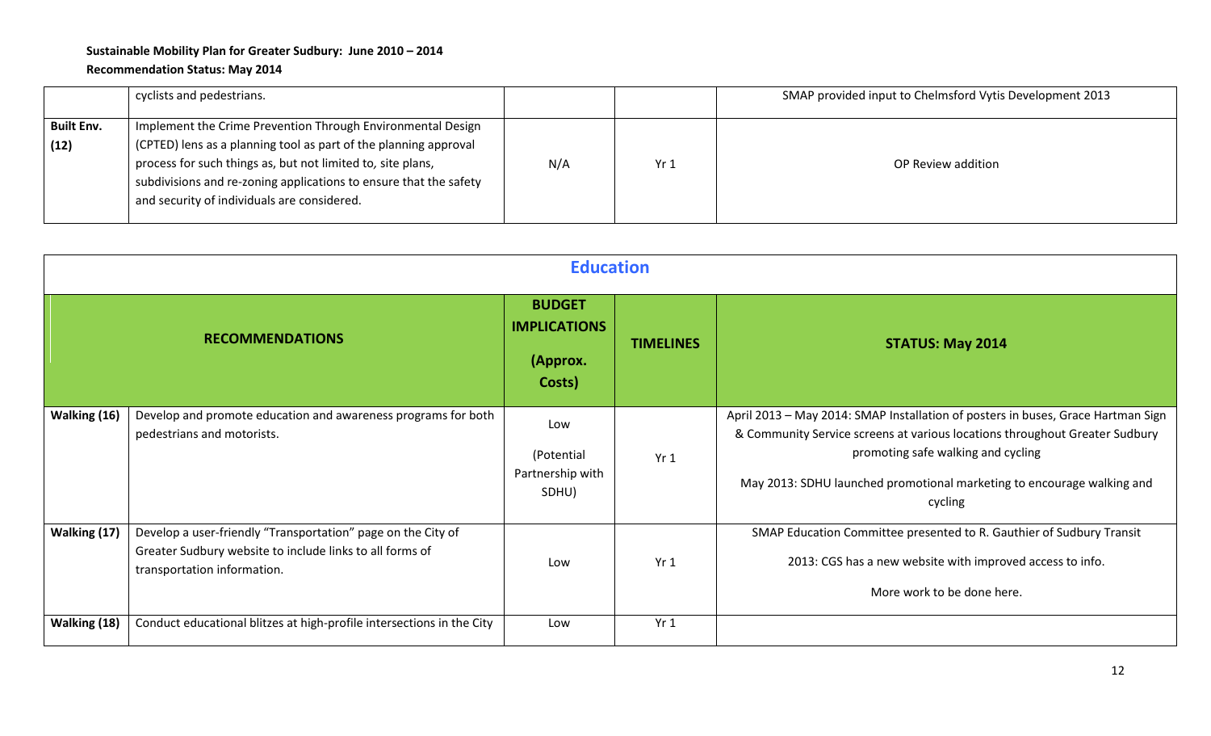**Sustainable Mobility Plan for Greater Sudbury: June 2010 – 2014**

**Recommendation Status: May 2014**

| | | | | |
|---|---|---|---|---|
| | cyclists and pedestrians. | | | SMAP provided input to Chelmsford Vytis Development 2013 |
| **Built Env. (12)** | Implement the Crime Prevention Through Environmental Design (CPTED) lens as a planning tool as part of the planning approval process for such things as, but not limited to, site plans, subdivisions and re-zoning applications to ensure that the safety and security of individuals are considered. | N/A | Yr 1 | OP Review addition |

## Education

| RECOMMENDATIONS | | BUDGET IMPLICATIONS (Approx. Costs) | TIMELINES | STATUS: May 2014 |
|---|---|---|---|---|
| **Walking (16)** | Develop and promote education and awareness programs for both pedestrians and motorists. | Low (Potential Partnership with SDHU) | Yr 1 | April 2013 – May 2014: SMAP Installation of posters in buses, Grace Hartman Sign & Community Service screens at various locations throughout Greater Sudbury promoting safe walking and cycling<br><br>May 2013: SDHU launched promotional marketing to encourage walking and cycling |
| **Walking (17)** | Develop a user-friendly "Transportation" page on the City of Greater Sudbury website to include links to all forms of transportation information. | Low | Yr 1 | SMAP Education Committee presented to R. Gauthier of Sudbury Transit<br><br>2013: CGS has a new website with improved access to info.<br><br>More work to be done here. |
| **Walking (18)** | Conduct educational blitzes at high-profile intersections in the City | Low | Yr 1 | |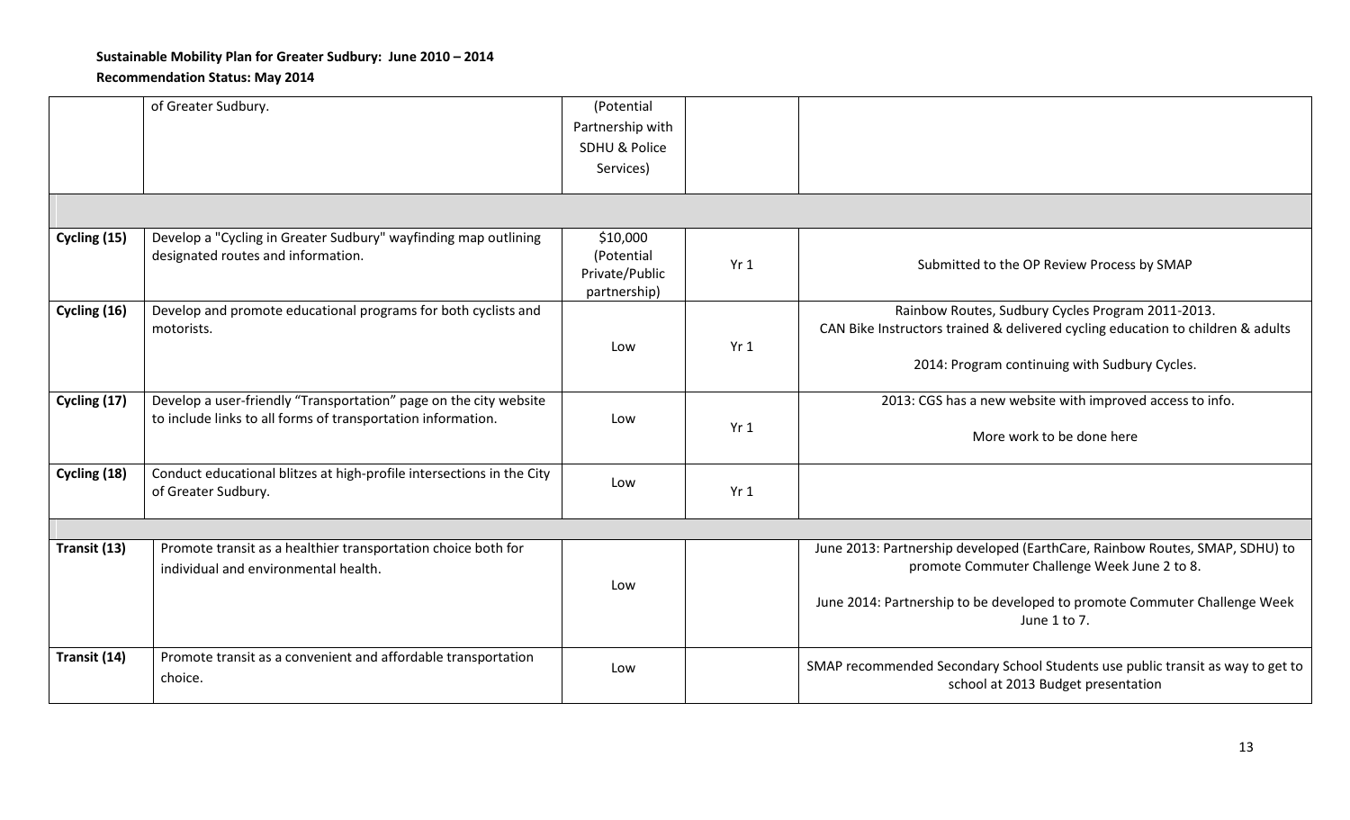**Sustainable Mobility Plan for Greater Sudbury: June 2010 – 2014**

**Recommendation Status: May 2014**

| | | | | |
|---|---|---|---|---|
| | of Greater Sudbury. | (Potential Partnership with SDHU & Police Services) | | |
| | | | | |
| **Cycling (15)** | Develop a "Cycling in Greater Sudbury" wayfinding map outlining designated routes and information. | \$10,000 (Potential Private/Public partnership) | Yr 1 | Submitted to the OP Review Process by SMAP |
| **Cycling (16)** | Develop and promote educational programs for both cyclists and motorists. | Low | Yr 1 | Rainbow Routes, Sudbury Cycles Program 2011-2013. CAN Bike Instructors trained & delivered cycling education to children & adults<br><br>2014: Program continuing with Sudbury Cycles. |
| **Cycling (17)** | Develop a user-friendly "Transportation" page on the city website to include links to all forms of transportation information. | Low | Yr 1 | 2013: CGS has a new website with improved access to info.<br><br>More work to be done here |
| **Cycling (18)** | Conduct educational blitzes at high-profile intersections in the City of Greater Sudbury. | Low | Yr 1 | |
| | | | | |
| **Transit (13)** | Promote transit as a healthier transportation choice both for individual and environmental health. | Low | | June 2013: Partnership developed (EarthCare, Rainbow Routes, SMAP, SDHU) to promote Commuter Challenge Week June 2 to 8.<br><br>June 2014: Partnership to be developed to promote Commuter Challenge Week June 1 to 7. |
| **Transit (14)** | Promote transit as a convenient and affordable transportation choice. | Low | | SMAP recommended Secondary School Students use public transit as way to get to school at 2013 Budget presentation |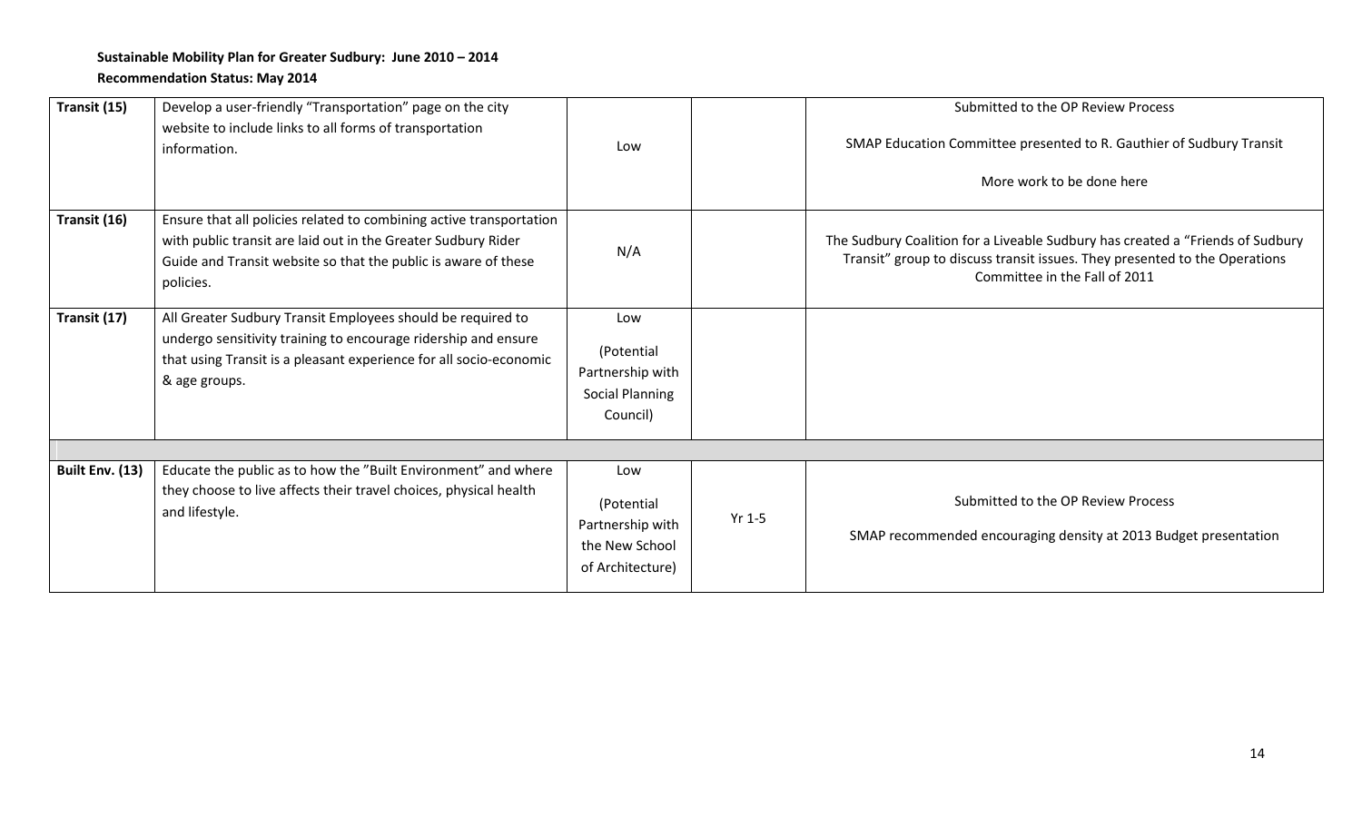**Sustainable Mobility Plan for Greater Sudbury: June 2010 – 2014**

**Recommendation Status: May 2014**

| | | | | |
|---|---|---|---|---|
| **Transit (15)** | Develop a user-friendly "Transportation" page on the city website to include links to all forms of transportation information. | Low | | Submitted to the OP Review Process<br><br>SMAP Education Committee presented to R. Gauthier of Sudbury Transit<br><br>More work to be done here |
| **Transit (16)** | Ensure that all policies related to combining active transportation with public transit are laid out in the Greater Sudbury Rider Guide and Transit website so that the public is aware of these policies. | N/A | | The Sudbury Coalition for a Liveable Sudbury has created a "Friends of Sudbury Transit" group to discuss transit issues. They presented to the Operations Committee in the Fall of 2011 |
| **Transit (17)** | All Greater Sudbury Transit Employees should be required to undergo sensitivity training to encourage ridership and ensure that using Transit is a pleasant experience for all socio-economic & age groups. | Low<br><br>(Potential Partnership with Social Planning Council) | | |
| | | | | |
| **Built Env. (13)** | Educate the public as to how the "Built Environment" and where they choose to live affects their travel choices, physical health and lifestyle. | Low<br><br>(Potential Partnership with the New School of Architecture) | Yr 1-5 | Submitted to the OP Review Process<br><br>SMAP recommended encouraging density at 2013 Budget presentation |